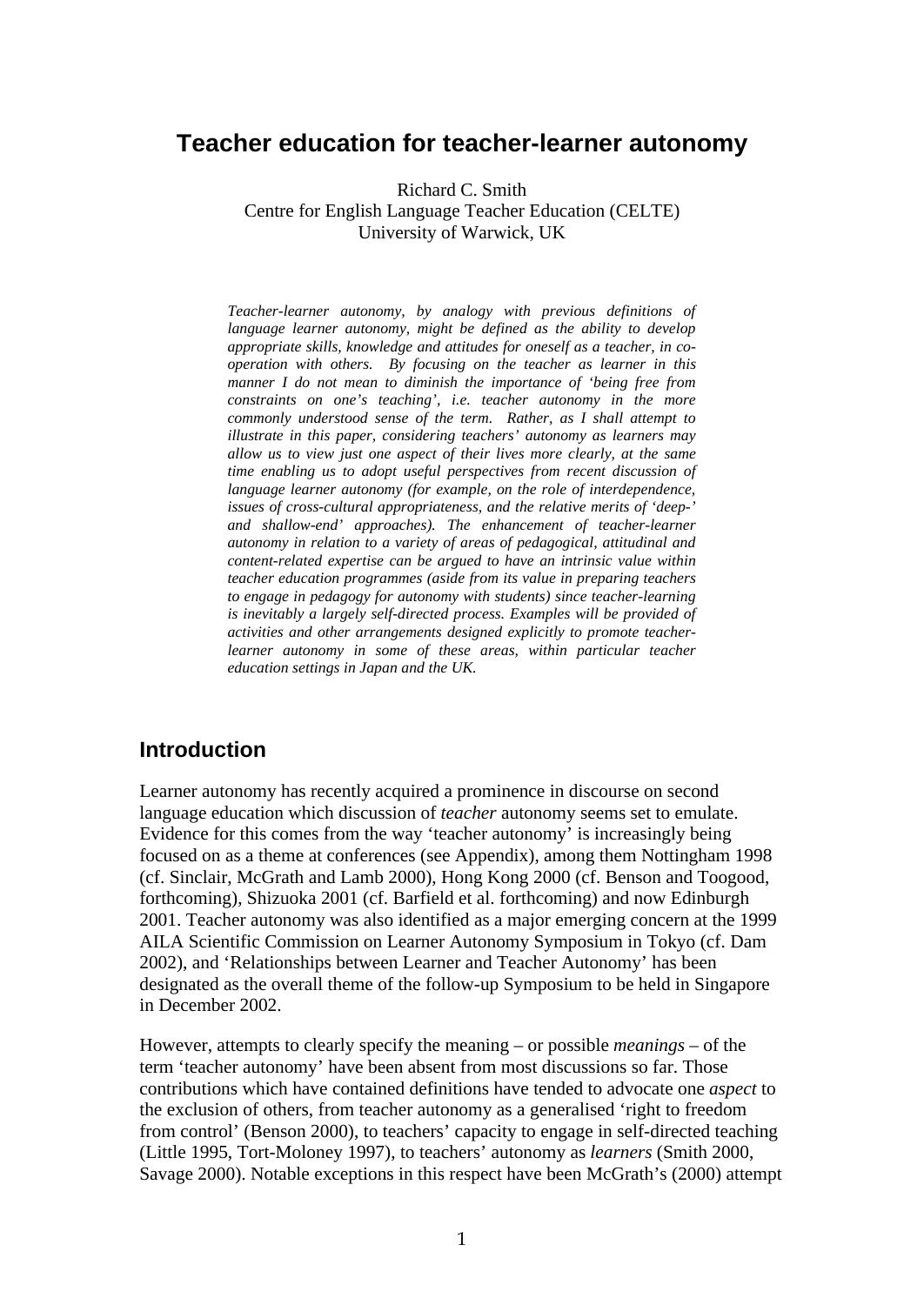# Teacher education for teacher-learner autonomy

Richard C. Smith
Centre for English Language Teacher Education (CELTE)
University of Warwick, UK

*Teacher-learner autonomy, by analogy with previous definitions of language learner autonomy, might be defined as the ability to develop appropriate skills, knowledge and attitudes for oneself as a teacher, in co-operation with others. By focusing on the teacher as learner in this manner I do not mean to diminish the importance of 'being free from constraints on one's teaching', i.e. teacher autonomy in the more commonly understood sense of the term. Rather, as I shall attempt to illustrate in this paper, considering teachers' autonomy as learners may allow us to view just one aspect of their lives more clearly, at the same time enabling us to adopt useful perspectives from recent discussion of language learner autonomy (for example, on the role of interdependence, issues of cross-cultural appropriateness, and the relative merits of 'deep-' and shallow-end' approaches). The enhancement of teacher-learner autonomy in relation to a variety of areas of pedagogical, attitudinal and content-related expertise can be argued to have an intrinsic value within teacher education programmes (aside from its value in preparing teachers to engage in pedagogy for autonomy with students) since teacher-learning is inevitably a largely self-directed process. Examples will be provided of activities and other arrangements designed explicitly to promote teacher-learner autonomy in some of these areas, within particular teacher education settings in Japan and the UK.*

## Introduction

Learner autonomy has recently acquired a prominence in discourse on second language education which discussion of *teacher* autonomy seems set to emulate. Evidence for this comes from the way 'teacher autonomy' is increasingly being focused on as a theme at conferences (see Appendix), among them Nottingham 1998 (cf. Sinclair, McGrath and Lamb 2000), Hong Kong 2000 (cf. Benson and Toogood, forthcoming), Shizuoka 2001 (cf. Barfield et al. forthcoming) and now Edinburgh 2001. Teacher autonomy was also identified as a major emerging concern at the 1999 AILA Scientific Commission on Learner Autonomy Symposium in Tokyo (cf. Dam 2002), and 'Relationships between Learner and Teacher Autonomy' has been designated as the overall theme of the follow-up Symposium to be held in Singapore in December 2002.

However, attempts to clearly specify the meaning – or possible *meanings* – of the term 'teacher autonomy' have been absent from most discussions so far. Those contributions which have contained definitions have tended to advocate one *aspect* to the exclusion of others, from teacher autonomy as a generalised 'right to freedom from control' (Benson 2000), to teachers' capacity to engage in self-directed teaching (Little 1995, Tort-Moloney 1997), to teachers' autonomy as *learners* (Smith 2000, Savage 2000). Notable exceptions in this respect have been McGrath's (2000) attempt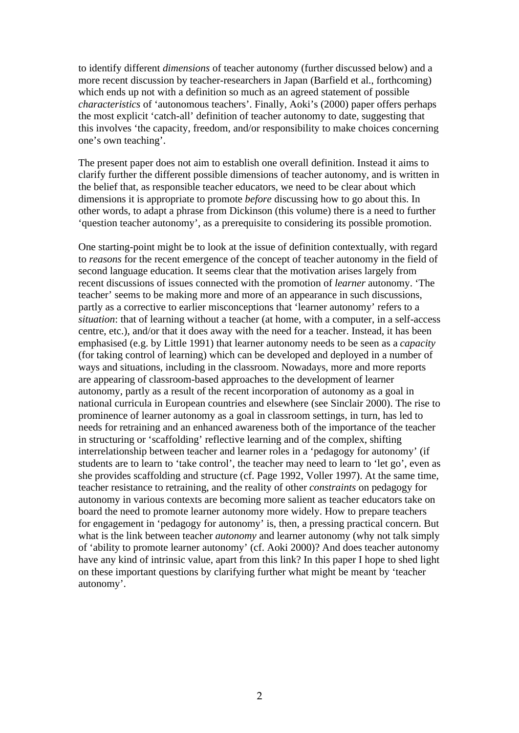to identify different *dimensions* of teacher autonomy (further discussed below) and a more recent discussion by teacher-researchers in Japan (Barfield et al., forthcoming) which ends up not with a definition so much as an agreed statement of possible *characteristics* of 'autonomous teachers'. Finally, Aoki's (2000) paper offers perhaps the most explicit 'catch-all' definition of teacher autonomy to date, suggesting that this involves 'the capacity, freedom, and/or responsibility to make choices concerning one's own teaching'.

The present paper does not aim to establish one overall definition. Instead it aims to clarify further the different possible dimensions of teacher autonomy, and is written in the belief that, as responsible teacher educators, we need to be clear about which dimensions it is appropriate to promote *before* discussing how to go about this. In other words, to adapt a phrase from Dickinson (this volume) there is a need to further 'question teacher autonomy', as a prerequisite to considering its possible promotion.

One starting-point might be to look at the issue of definition contextually, with regard to *reasons* for the recent emergence of the concept of teacher autonomy in the field of second language education. It seems clear that the motivation arises largely from recent discussions of issues connected with the promotion of *learner* autonomy. 'The teacher' seems to be making more and more of an appearance in such discussions, partly as a corrective to earlier misconceptions that 'learner autonomy' refers to a *situation*: that of learning without a teacher (at home, with a computer, in a self-access centre, etc.), and/or that it does away with the need for a teacher. Instead, it has been emphasised (e.g. by Little 1991) that learner autonomy needs to be seen as a *capacity* (for taking control of learning) which can be developed and deployed in a number of ways and situations, including in the classroom. Nowadays, more and more reports are appearing of classroom-based approaches to the development of learner autonomy, partly as a result of the recent incorporation of autonomy as a goal in national curricula in European countries and elsewhere (see Sinclair 2000). The rise to prominence of learner autonomy as a goal in classroom settings, in turn, has led to needs for retraining and an enhanced awareness both of the importance of the teacher in structuring or 'scaffolding' reflective learning and of the complex, shifting interrelationship between teacher and learner roles in a 'pedagogy for autonomy' (if students are to learn to 'take control', the teacher may need to learn to 'let go', even as she provides scaffolding and structure (cf. Page 1992, Voller 1997). At the same time, teacher resistance to retraining, and the reality of other *constraints* on pedagogy for autonomy in various contexts are becoming more salient as teacher educators take on board the need to promote learner autonomy more widely. How to prepare teachers for engagement in 'pedagogy for autonomy' is, then, a pressing practical concern. But what is the link between teacher *autonomy* and learner autonomy (why not talk simply of 'ability to promote learner autonomy' (cf. Aoki 2000)? And does teacher autonomy have any kind of intrinsic value, apart from this link? In this paper I hope to shed light on these important questions by clarifying further what might be meant by 'teacher autonomy'.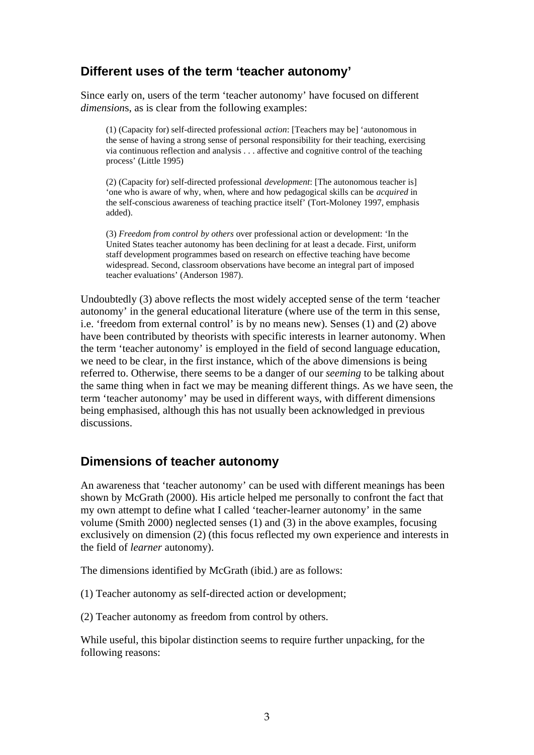## Different uses of the term 'teacher autonomy'

Since early on, users of the term 'teacher autonomy' have focused on different *dimension*s, as is clear from the following examples:

> (1) (Capacity for) self-directed professional *action*: [Teachers may be] 'autonomous in the sense of having a strong sense of personal responsibility for their teaching, exercising via continuous reflection and analysis . . . affective and cognitive control of the teaching process' (Little 1995)
>
> (2) (Capacity for) self-directed professional *development*: [The autonomous teacher is] 'one who is aware of why, when, where and how pedagogical skills can be *acquired* in the self-conscious awareness of teaching practice itself' (Tort-Moloney 1997, emphasis added).
>
> (3) *Freedom from control by others* over professional action or development: 'In the United States teacher autonomy has been declining for at least a decade. First, uniform staff development programmes based on research on effective teaching have become widespread. Second, classroom observations have become an integral part of imposed teacher evaluations' (Anderson 1987).

Undoubtedly (3) above reflects the most widely accepted sense of the term 'teacher autonomy' in the general educational literature (where use of the term in this sense, i.e. 'freedom from external control' is by no means new). Senses (1) and (2) above have been contributed by theorists with specific interests in learner autonomy. When the term 'teacher autonomy' is employed in the field of second language education, we need to be clear, in the first instance, which of the above dimensions is being referred to. Otherwise, there seems to be a danger of our *seeming* to be talking about the same thing when in fact we may be meaning different things. As we have seen, the term 'teacher autonomy' may be used in different ways, with different dimensions being emphasised, although this has not usually been acknowledged in previous discussions.

## Dimensions of teacher autonomy

An awareness that 'teacher autonomy' can be used with different meanings has been shown by McGrath (2000). His article helped me personally to confront the fact that my own attempt to define what I called 'teacher-learner autonomy' in the same volume (Smith 2000) neglected senses (1) and (3) in the above examples, focusing exclusively on dimension (2) (this focus reflected my own experience and interests in the field of *learner* autonomy).

The dimensions identified by McGrath (ibid.) are as follows:

(1) Teacher autonomy as self-directed action or development;

(2) Teacher autonomy as freedom from control by others.

While useful, this bipolar distinction seems to require further unpacking, for the following reasons: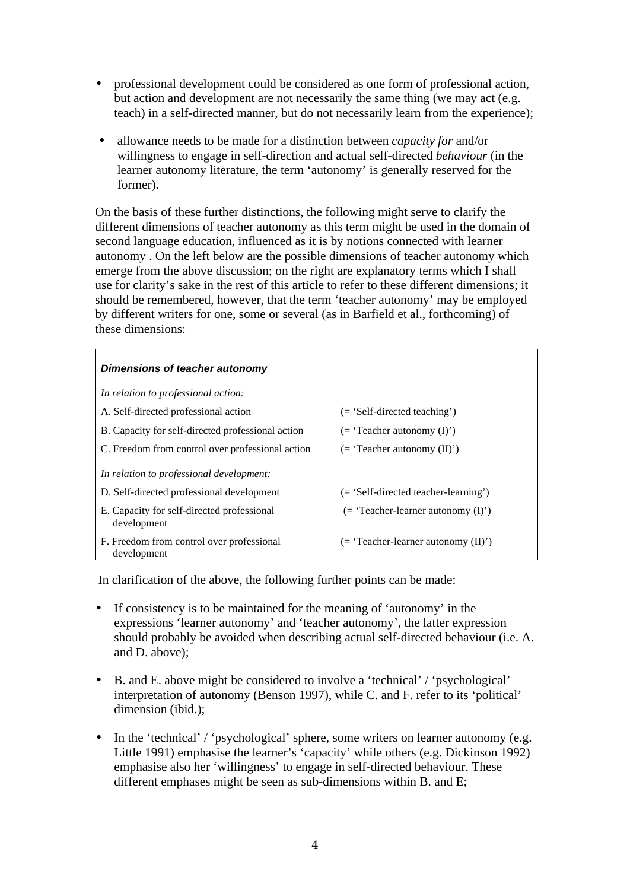- professional development could be considered as one form of professional action, but action and development are not necessarily the same thing (we may act (e.g. teach) in a self-directed manner, but do not necessarily learn from the experience);

- allowance needs to be made for a distinction between *capacity for* and/or willingness to engage in self-direction and actual self-directed *behaviour* (in the learner autonomy literature, the term 'autonomy' is generally reserved for the former).

On the basis of these further distinctions, the following might serve to clarify the different dimensions of teacher autonomy as this term might be used in the domain of second language education, influenced as it is by notions connected with learner autonomy . On the left below are the possible dimensions of teacher autonomy which emerge from the above discussion; on the right are explanatory terms which I shall use for clarity's sake in the rest of this article to refer to these different dimensions; it should be remembered, however, that the term 'teacher autonomy' may be employed by different writers for one, some or several (as in Barfield et al., forthcoming) of these dimensions:

| ***Dimensions of teacher autonomy*** | |
|---|---|
| *In relation to professional action:* | |
| A. Self-directed professional action | (= 'Self-directed teaching') |
| B. Capacity for self-directed professional action | (= 'Teacher autonomy (I)') |
| C. Freedom from control over professional action | (= 'Teacher autonomy (II)') |
| *In relation to professional development:* | |
| D. Self-directed professional development | (= 'Self-directed teacher-learning') |
| E. Capacity for self-directed professional development | (= 'Teacher-learner autonomy (I)') |
| F. Freedom from control over professional development | (= 'Teacher-learner autonomy (II)') |

In clarification of the above, the following further points can be made:

- If consistency is to be maintained for the meaning of 'autonomy' in the expressions 'learner autonomy' and 'teacher autonomy', the latter expression should probably be avoided when describing actual self-directed behaviour (i.e. A. and D. above);

- B. and E. above might be considered to involve a 'technical' / 'psychological' interpretation of autonomy (Benson 1997), while C. and F. refer to its 'political' dimension (ibid.);

- In the 'technical' / 'psychological' sphere, some writers on learner autonomy (e.g. Little 1991) emphasise the learner's 'capacity' while others (e.g. Dickinson 1992) emphasise also her 'willingness' to engage in self-directed behaviour. These different emphases might be seen as sub-dimensions within B. and E;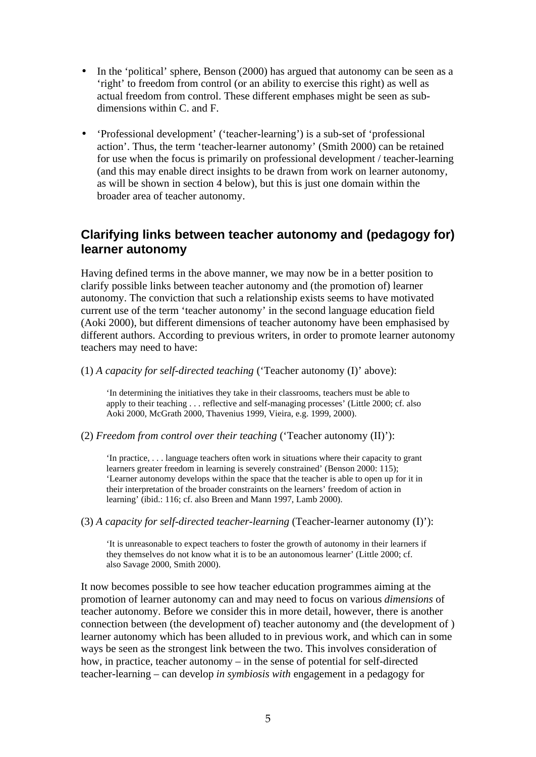- In the 'political' sphere, Benson (2000) has argued that autonomy can be seen as a 'right' to freedom from control (or an ability to exercise this right) as well as actual freedom from control. These different emphases might be seen as sub-dimensions within C. and F.

- 'Professional development' ('teacher-learning') is a sub-set of 'professional action'. Thus, the term 'teacher-learner autonomy' (Smith 2000) can be retained for use when the focus is primarily on professional development / teacher-learning (and this may enable direct insights to be drawn from work on learner autonomy, as will be shown in section 4 below), but this is just one domain within the broader area of teacher autonomy.

## Clarifying links between teacher autonomy and (pedagogy for) learner autonomy

Having defined terms in the above manner, we may now be in a better position to clarify possible links between teacher autonomy and (the promotion of) learner autonomy. The conviction that such a relationship exists seems to have motivated current use of the term 'teacher autonomy' in the second language education field (Aoki 2000), but different dimensions of teacher autonomy have been emphasised by different authors. According to previous writers, in order to promote learner autonomy teachers may need to have:

(1) *A capacity for self-directed teaching* ('Teacher autonomy (I)' above):

> 'In determining the initiatives they take in their classrooms, teachers must be able to apply to their teaching . . . reflective and self-managing processes' (Little 2000; cf. also Aoki 2000, McGrath 2000, Thavenius 1999, Vieira, e.g. 1999, 2000).

(2) *Freedom from control over their teaching* ('Teacher autonomy (II)'):

> 'In practice, . . . language teachers often work in situations where their capacity to grant learners greater freedom in learning is severely constrained' (Benson 2000: 115); 'Learner autonomy develops within the space that the teacher is able to open up for it in their interpretation of the broader constraints on the learners' freedom of action in learning' (ibid.: 116; cf. also Breen and Mann 1997, Lamb 2000).

(3) *A capacity for self-directed teacher-learning* (Teacher-learner autonomy (I)'):

> 'It is unreasonable to expect teachers to foster the growth of autonomy in their learners if they themselves do not know what it is to be an autonomous learner' (Little 2000; cf. also Savage 2000, Smith 2000).

It now becomes possible to see how teacher education programmes aiming at the promotion of learner autonomy can and may need to focus on various *dimensions* of teacher autonomy. Before we consider this in more detail, however, there is another connection between (the development of) teacher autonomy and (the development of ) learner autonomy which has been alluded to in previous work, and which can in some ways be seen as the strongest link between the two. This involves consideration of how, in practice, teacher autonomy – in the sense of potential for self-directed teacher-learning – can develop *in symbiosis with* engagement in a pedagogy for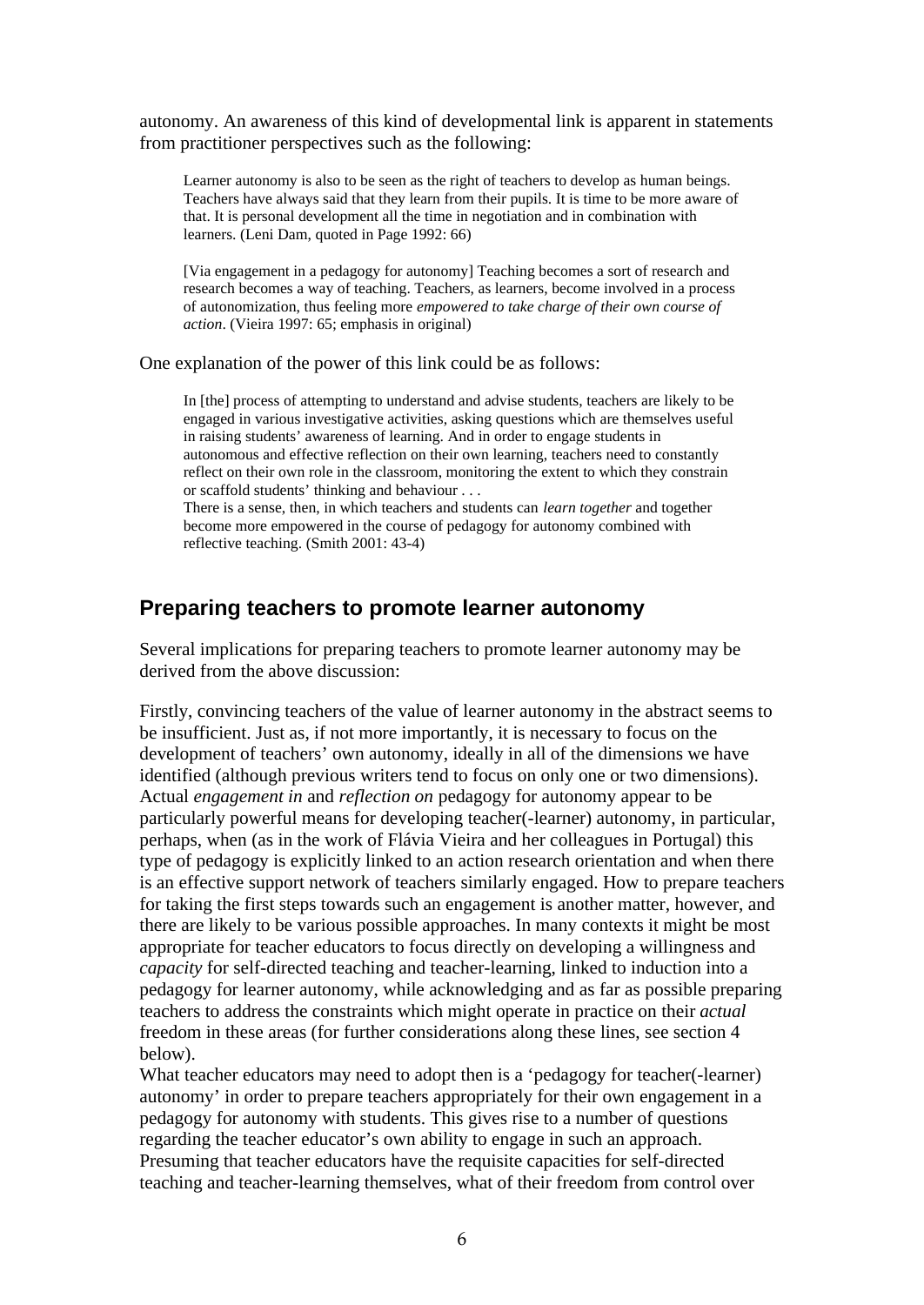autonomy. An awareness of this kind of developmental link is apparent in statements from practitioner perspectives such as the following:

> Learner autonomy is also to be seen as the right of teachers to develop as human beings. Teachers have always said that they learn from their pupils. It is time to be more aware of that. It is personal development all the time in negotiation and in combination with learners. (Leni Dam, quoted in Page 1992: 66)

> [Via engagement in a pedagogy for autonomy] Teaching becomes a sort of research and research becomes a way of teaching. Teachers, as learners, become involved in a process of autonomization, thus feeling more *empowered to take charge of their own course of action*. (Vieira 1997: 65; emphasis in original)

One explanation of the power of this link could be as follows:

> In [the] process of attempting to understand and advise students, teachers are likely to be engaged in various investigative activities, asking questions which are themselves useful in raising students' awareness of learning. And in order to engage students in autonomous and effective reflection on their own learning, teachers need to constantly reflect on their own role in the classroom, monitoring the extent to which they constrain or scaffold students' thinking and behaviour . . .
> There is a sense, then, in which teachers and students can *learn together* and together become more empowered in the course of pedagogy for autonomy combined with reflective teaching. (Smith 2001: 43-4)

## Preparing teachers to promote learner autonomy

Several implications for preparing teachers to promote learner autonomy may be derived from the above discussion:

Firstly, convincing teachers of the value of learner autonomy in the abstract seems to be insufficient. Just as, if not more importantly, it is necessary to focus on the development of teachers' own autonomy, ideally in all of the dimensions we have identified (although previous writers tend to focus on only one or two dimensions). Actual *engagement in* and *reflection on* pedagogy for autonomy appear to be particularly powerful means for developing teacher(-learner) autonomy, in particular, perhaps, when (as in the work of Flávia Vieira and her colleagues in Portugal) this type of pedagogy is explicitly linked to an action research orientation and when there is an effective support network of teachers similarly engaged. How to prepare teachers for taking the first steps towards such an engagement is another matter, however, and there are likely to be various possible approaches. In many contexts it might be most appropriate for teacher educators to focus directly on developing a willingness and *capacity* for self-directed teaching and teacher-learning, linked to induction into a pedagogy for learner autonomy, while acknowledging and as far as possible preparing teachers to address the constraints which might operate in practice on their *actual* freedom in these areas (for further considerations along these lines, see section 4 below).
What teacher educators may need to adopt then is a 'pedagogy for teacher(-learner) autonomy' in order to prepare teachers appropriately for their own engagement in a pedagogy for autonomy with students. This gives rise to a number of questions regarding the teacher educator's own ability to engage in such an approach. Presuming that teacher educators have the requisite capacities for self-directed teaching and teacher-learning themselves, what of their freedom from control over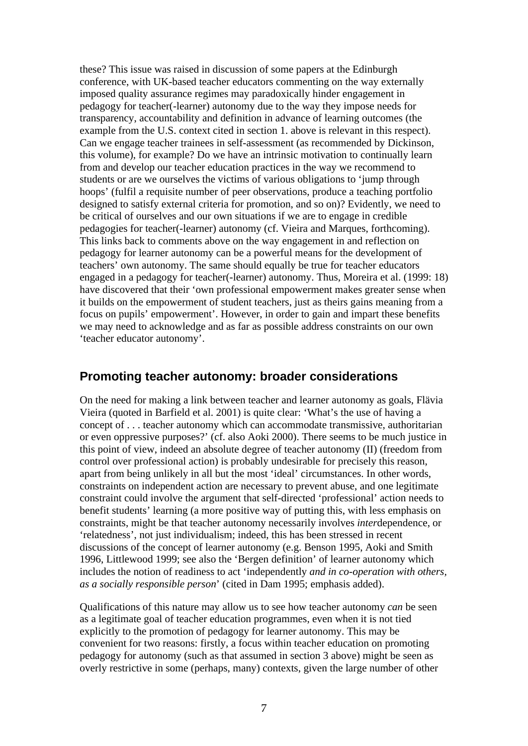these? This issue was raised in discussion of some papers at the Edinburgh conference, with UK-based teacher educators commenting on the way externally imposed quality assurance regimes may paradoxically hinder engagement in pedagogy for teacher(-learner) autonomy due to the way they impose needs for transparency, accountability and definition in advance of learning outcomes (the example from the U.S. context cited in section 1. above is relevant in this respect). Can we engage teacher trainees in self-assessment (as recommended by Dickinson, this volume), for example? Do we have an intrinsic motivation to continually learn from and develop our teacher education practices in the way we recommend to students or are we ourselves the victims of various obligations to 'jump through hoops' (fulfil a requisite number of peer observations, produce a teaching portfolio designed to satisfy external criteria for promotion, and so on)? Evidently, we need to be critical of ourselves and our own situations if we are to engage in credible pedagogies for teacher(-learner) autonomy (cf. Vieira and Marques, forthcoming). This links back to comments above on the way engagement in and reflection on pedagogy for learner autonomy can be a powerful means for the development of teachers' own autonomy. The same should equally be true for teacher educators engaged in a pedagogy for teacher(-learner) autonomy. Thus, Moreira et al. (1999: 18) have discovered that their 'own professional empowerment makes greater sense when it builds on the empowerment of student teachers, just as theirs gains meaning from a focus on pupils' empowerment'. However, in order to gain and impart these benefits we may need to acknowledge and as far as possible address constraints on our own 'teacher educator autonomy'.

## Promoting teacher autonomy: broader considerations

On the need for making a link between teacher and learner autonomy as goals, Flävia Vieira (quoted in Barfield et al. 2001) is quite clear: 'What's the use of having a concept of . . . teacher autonomy which can accommodate transmissive, authoritarian or even oppressive purposes?' (cf. also Aoki 2000). There seems to be much justice in this point of view, indeed an absolute degree of teacher autonomy (II) (freedom from control over professional action) is probably undesirable for precisely this reason, apart from being unlikely in all but the most 'ideal' circumstances. In other words, constraints on independent action are necessary to prevent abuse, and one legitimate constraint could involve the argument that self-directed 'professional' action needs to benefit students' learning (a more positive way of putting this, with less emphasis on constraints, might be that teacher autonomy necessarily involves *inter*dependence, or 'relatedness', not just individualism; indeed, this has been stressed in recent discussions of the concept of learner autonomy (e.g. Benson 1995, Aoki and Smith 1996, Littlewood 1999; see also the 'Bergen definition' of learner autonomy which includes the notion of readiness to act 'independently *and in co-operation with others, as a socially responsible person*' (cited in Dam 1995; emphasis added).

Qualifications of this nature may allow us to see how teacher autonomy *can* be seen as a legitimate goal of teacher education programmes, even when it is not tied explicitly to the promotion of pedagogy for learner autonomy. This may be convenient for two reasons: firstly, a focus within teacher education on promoting pedagogy for autonomy (such as that assumed in section 3 above) might be seen as overly restrictive in some (perhaps, many) contexts, given the large number of other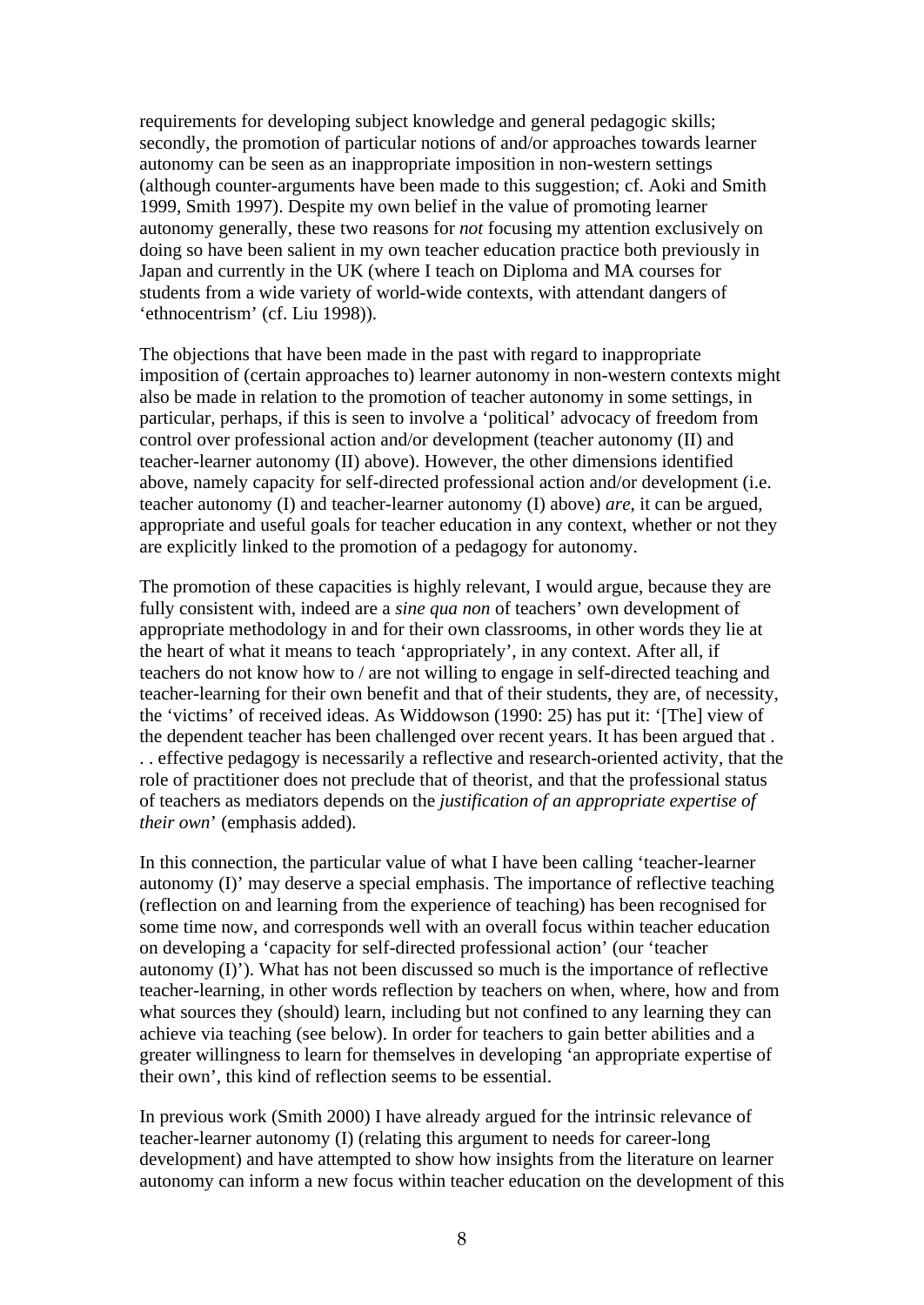requirements for developing subject knowledge and general pedagogic skills; secondly, the promotion of particular notions of and/or approaches towards learner autonomy can be seen as an inappropriate imposition in non-western settings (although counter-arguments have been made to this suggestion; cf. Aoki and Smith 1999, Smith 1997). Despite my own belief in the value of promoting learner autonomy generally, these two reasons for *not* focusing my attention exclusively on doing so have been salient in my own teacher education practice both previously in Japan and currently in the UK (where I teach on Diploma and MA courses for students from a wide variety of world-wide contexts, with attendant dangers of 'ethnocentrism' (cf. Liu 1998)).

The objections that have been made in the past with regard to inappropriate imposition of (certain approaches to) learner autonomy in non-western contexts might also be made in relation to the promotion of teacher autonomy in some settings, in particular, perhaps, if this is seen to involve a 'political' advocacy of freedom from control over professional action and/or development (teacher autonomy (II) and teacher-learner autonomy (II) above). However, the other dimensions identified above, namely capacity for self-directed professional action and/or development (i.e. teacher autonomy (I) and teacher-learner autonomy (I) above) *are*, it can be argued, appropriate and useful goals for teacher education in any context, whether or not they are explicitly linked to the promotion of a pedagogy for autonomy.

The promotion of these capacities is highly relevant, I would argue, because they are fully consistent with, indeed are a *sine qua non* of teachers' own development of appropriate methodology in and for their own classrooms, in other words they lie at the heart of what it means to teach 'appropriately', in any context. After all, if teachers do not know how to / are not willing to engage in self-directed teaching and teacher-learning for their own benefit and that of their students, they are, of necessity, the 'victims' of received ideas. As Widdowson (1990: 25) has put it: '[The] view of the dependent teacher has been challenged over recent years. It has been argued that . . . effective pedagogy is necessarily a reflective and research-oriented activity, that the role of practitioner does not preclude that of theorist, and that the professional status of teachers as mediators depends on the *justification of an appropriate expertise of their own*' (emphasis added).

In this connection, the particular value of what I have been calling 'teacher-learner autonomy (I)' may deserve a special emphasis. The importance of reflective teaching (reflection on and learning from the experience of teaching) has been recognised for some time now, and corresponds well with an overall focus within teacher education on developing a 'capacity for self-directed professional action' (our 'teacher autonomy (I)'). What has not been discussed so much is the importance of reflective teacher-learning, in other words reflection by teachers on when, where, how and from what sources they (should) learn, including but not confined to any learning they can achieve via teaching (see below). In order for teachers to gain better abilities and a greater willingness to learn for themselves in developing 'an appropriate expertise of their own', this kind of reflection seems to be essential.

In previous work (Smith 2000) I have already argued for the intrinsic relevance of teacher-learner autonomy (I) (relating this argument to needs for career-long development) and have attempted to show how insights from the literature on learner autonomy can inform a new focus within teacher education on the development of this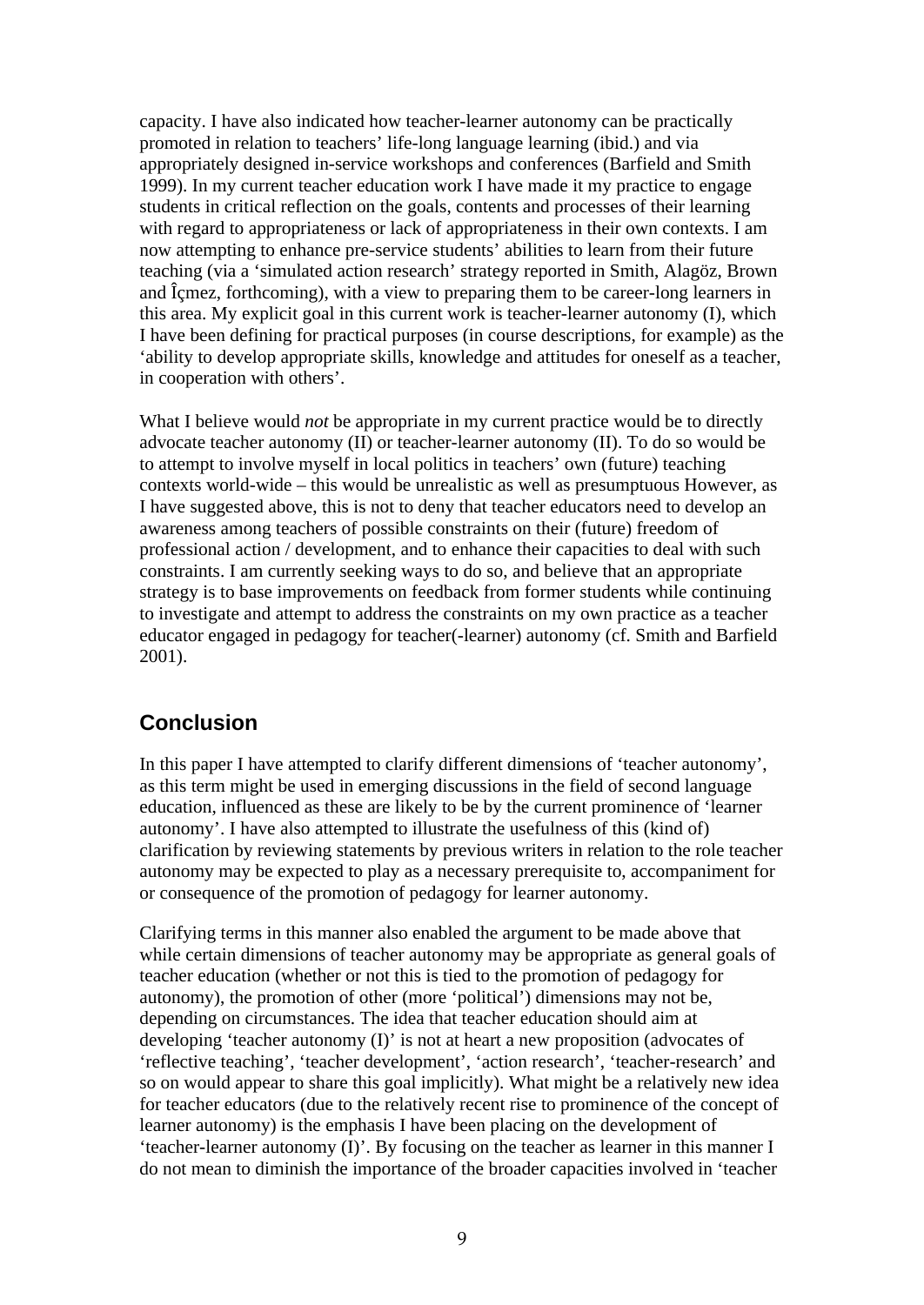capacity. I have also indicated how teacher-learner autonomy can be practically promoted in relation to teachers' life-long language learning (ibid.) and via appropriately designed in-service workshops and conferences (Barfield and Smith 1999). In my current teacher education work I have made it my practice to engage students in critical reflection on the goals, contents and processes of their learning with regard to appropriateness or lack of appropriateness in their own contexts. I am now attempting to enhance pre-service students' abilities to learn from their future teaching (via a 'simulated action research' strategy reported in Smith, Alagöz, Brown and Îçmez, forthcoming), with a view to preparing them to be career-long learners in this area. My explicit goal in this current work is teacher-learner autonomy (I), which I have been defining for practical purposes (in course descriptions, for example) as the 'ability to develop appropriate skills, knowledge and attitudes for oneself as a teacher, in cooperation with others'.

What I believe would *not* be appropriate in my current practice would be to directly advocate teacher autonomy (II) or teacher-learner autonomy (II). To do so would be to attempt to involve myself in local politics in teachers' own (future) teaching contexts world-wide – this would be unrealistic as well as presumptuous However, as I have suggested above, this is not to deny that teacher educators need to develop an awareness among teachers of possible constraints on their (future) freedom of professional action / development, and to enhance their capacities to deal with such constraints. I am currently seeking ways to do so, and believe that an appropriate strategy is to base improvements on feedback from former students while continuing to investigate and attempt to address the constraints on my own practice as a teacher educator engaged in pedagogy for teacher(-learner) autonomy (cf. Smith and Barfield 2001).

## Conclusion

In this paper I have attempted to clarify different dimensions of 'teacher autonomy', as this term might be used in emerging discussions in the field of second language education, influenced as these are likely to be by the current prominence of 'learner autonomy'. I have also attempted to illustrate the usefulness of this (kind of) clarification by reviewing statements by previous writers in relation to the role teacher autonomy may be expected to play as a necessary prerequisite to, accompaniment for or consequence of the promotion of pedagogy for learner autonomy.

Clarifying terms in this manner also enabled the argument to be made above that while certain dimensions of teacher autonomy may be appropriate as general goals of teacher education (whether or not this is tied to the promotion of pedagogy for autonomy), the promotion of other (more 'political') dimensions may not be, depending on circumstances. The idea that teacher education should aim at developing 'teacher autonomy (I)' is not at heart a new proposition (advocates of 'reflective teaching', 'teacher development', 'action research', 'teacher-research' and so on would appear to share this goal implicitly). What might be a relatively new idea for teacher educators (due to the relatively recent rise to prominence of the concept of learner autonomy) is the emphasis I have been placing on the development of 'teacher-learner autonomy (I)'. By focusing on the teacher as learner in this manner I do not mean to diminish the importance of the broader capacities involved in 'teacher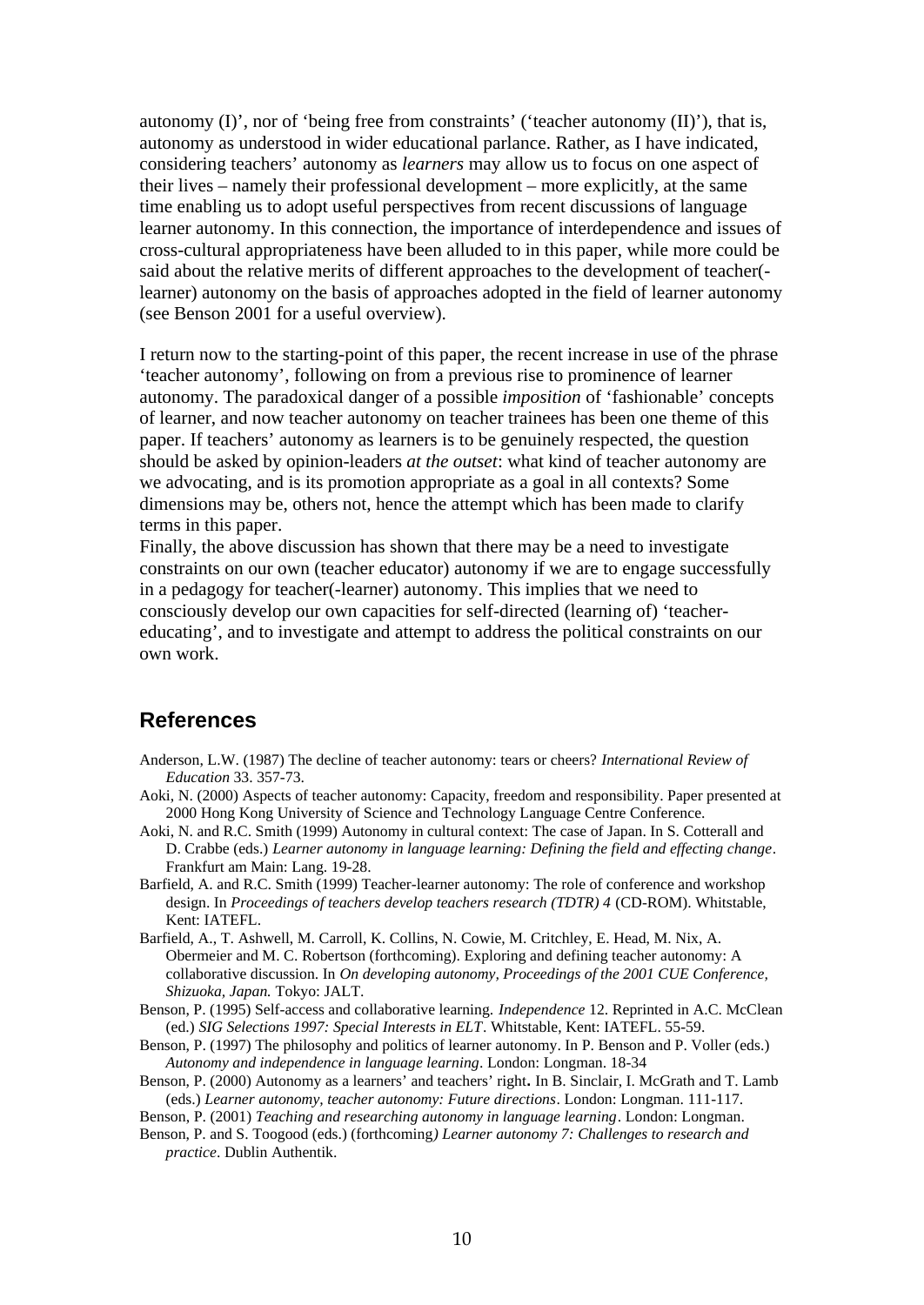autonomy (I)', nor of 'being free from constraints' ('teacher autonomy (II)'), that is, autonomy as understood in wider educational parlance. Rather, as I have indicated, considering teachers' autonomy as *learners* may allow us to focus on one aspect of their lives – namely their professional development – more explicitly, at the same time enabling us to adopt useful perspectives from recent discussions of language learner autonomy. In this connection, the importance of interdependence and issues of cross-cultural appropriateness have been alluded to in this paper, while more could be said about the relative merits of different approaches to the development of teacher(-learner) autonomy on the basis of approaches adopted in the field of learner autonomy (see Benson 2001 for a useful overview).

I return now to the starting-point of this paper, the recent increase in use of the phrase 'teacher autonomy', following on from a previous rise to prominence of learner autonomy. The paradoxical danger of a possible *imposition* of 'fashionable' concepts of learner, and now teacher autonomy on teacher trainees has been one theme of this paper. If teachers' autonomy as learners is to be genuinely respected, the question should be asked by opinion-leaders *at the outset*: what kind of teacher autonomy are we advocating, and is its promotion appropriate as a goal in all contexts? Some dimensions may be, others not, hence the attempt which has been made to clarify terms in this paper.

Finally, the above discussion has shown that there may be a need to investigate constraints on our own (teacher educator) autonomy if we are to engage successfully in a pedagogy for teacher(-learner) autonomy. This implies that we need to consciously develop our own capacities for self-directed (learning of) 'teacher-educating', and to investigate and attempt to address the political constraints on our own work.

## References

Anderson, L.W. (1987) The decline of teacher autonomy: tears or cheers? *International Review of Education* 33. 357-73.

Aoki, N. (2000) Aspects of teacher autonomy: Capacity, freedom and responsibility. Paper presented at 2000 Hong Kong University of Science and Technology Language Centre Conference.

Aoki, N. and R.C. Smith (1999) Autonomy in cultural context: The case of Japan. In S. Cotterall and D. Crabbe (eds.) *Learner autonomy in language learning: Defining the field and effecting change*. Frankfurt am Main: Lang. 19-28.

Barfield, A. and R.C. Smith (1999) Teacher-learner autonomy: The role of conference and workshop design. In *Proceedings of teachers develop teachers research (TDTR) 4* (CD-ROM). Whitstable, Kent: IATEFL.

Barfield, A., T. Ashwell, M. Carroll, K. Collins, N. Cowie, M. Critchley, E. Head, M. Nix, A. Obermeier and M. C. Robertson (forthcoming). Exploring and defining teacher autonomy: A collaborative discussion. In *On developing autonomy, Proceedings of the 2001 CUE Conference, Shizuoka, Japan.* Tokyo: JALT.

Benson, P. (1995) Self-access and collaborative learning. *Independence* 12. Reprinted in A.C. McClean (ed.) *SIG Selections 1997: Special Interests in ELT*. Whitstable, Kent: IATEFL. 55-59.

Benson, P. (1997) The philosophy and politics of learner autonomy. In P. Benson and P. Voller (eds.) *Autonomy and independence in language learning*. London: Longman. 18-34

Benson, P. (2000) Autonomy as a learners' and teachers' right. In B. Sinclair, I. McGrath and T. Lamb (eds.) *Learner autonomy, teacher autonomy: Future directions*. London: Longman. 111-117.

Benson, P. (2001) *Teaching and researching autonomy in language learning*. London: Longman.

Benson, P. and S. Toogood (eds.) (forthcoming) *Learner autonomy 7: Challenges to research and practice*. Dublin Authentik.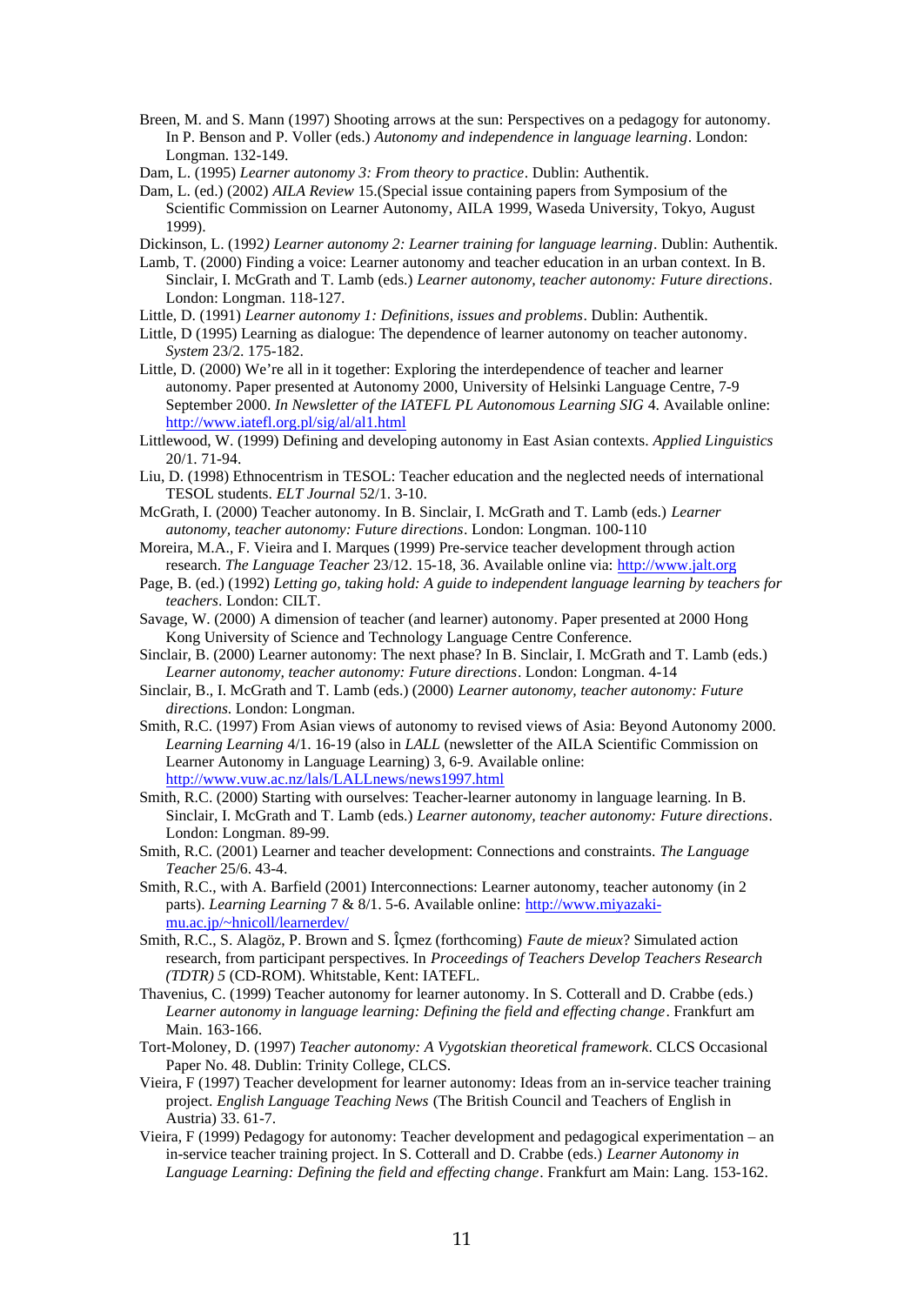Breen, M. and S. Mann (1997) Shooting arrows at the sun: Perspectives on a pedagogy for autonomy. In P. Benson and P. Voller (eds.) *Autonomy and independence in language learning*. London: Longman. 132-149.

Dam, L. (1995) *Learner autonomy 3: From theory to practice*. Dublin: Authentik.

Dam, L. (ed.) (2002) *AILA Review* 15.(Special issue containing papers from Symposium of the Scientific Commission on Learner Autonomy, AILA 1999, Waseda University, Tokyo, August 1999).

Dickinson, L. (1992*) Learner autonomy 2: Learner training for language learning*. Dublin: Authentik.

Lamb, T. (2000) Finding a voice: Learner autonomy and teacher education in an urban context. In B. Sinclair, I. McGrath and T. Lamb (eds.) *Learner autonomy, teacher autonomy: Future directions*. London: Longman. 118-127.

Little, D. (1991) *Learner autonomy 1: Definitions, issues and problems*. Dublin: Authentik.

Little, D (1995) Learning as dialogue: The dependence of learner autonomy on teacher autonomy. *System* 23/2. 175-182.

Little, D. (2000) We're all in it together: Exploring the interdependence of teacher and learner autonomy. Paper presented at Autonomy 2000, University of Helsinki Language Centre, 7-9 September 2000. *In Newsletter of the IATEFL PL Autonomous Learning SIG* 4. Available online: http://www.iatefl.org.pl/sig/al/al1.html

Littlewood, W. (1999) Defining and developing autonomy in East Asian contexts. *Applied Linguistics* 20/1. 71-94.

Liu, D. (1998) Ethnocentrism in TESOL: Teacher education and the neglected needs of international TESOL students. *ELT Journal* 52/1. 3-10.

McGrath, I. (2000) Teacher autonomy. In B. Sinclair, I. McGrath and T. Lamb (eds.) *Learner autonomy, teacher autonomy: Future directions*. London: Longman. 100-110

Moreira, M.A., F. Vieira and I. Marques (1999) Pre-service teacher development through action research. *The Language Teacher* 23/12. 15-18, 36. Available online via: http://www.jalt.org

Page, B. (ed.) (1992) *Letting go, taking hold: A guide to independent language learning by teachers for teachers*. London: CILT.

Savage, W. (2000) A dimension of teacher (and learner) autonomy. Paper presented at 2000 Hong Kong University of Science and Technology Language Centre Conference.

Sinclair, B. (2000) Learner autonomy: The next phase? In B. Sinclair, I. McGrath and T. Lamb (eds.) *Learner autonomy, teacher autonomy: Future directions*. London: Longman. 4-14

Sinclair, B., I. McGrath and T. Lamb (eds.) (2000) *Learner autonomy, teacher autonomy: Future directions*. London: Longman.

Smith, R.C. (1997) From Asian views of autonomy to revised views of Asia: Beyond Autonomy 2000. *Learning Learning* 4/1. 16-19 (also in *LALL* (newsletter of the AILA Scientific Commission on Learner Autonomy in Language Learning) 3, 6-9. Available online: http://www.vuw.ac.nz/lals/LALLnews/news1997.html

Smith, R.C. (2000) Starting with ourselves: Teacher-learner autonomy in language learning. In B. Sinclair, I. McGrath and T. Lamb (eds.) *Learner autonomy, teacher autonomy: Future directions*. London: Longman. 89-99.

Smith, R.C. (2001) Learner and teacher development: Connections and constraints. *The Language Teacher* 25/6. 43-4.

Smith, R.C., with A. Barfield (2001) Interconnections: Learner autonomy, teacher autonomy (in 2 parts). *Learning Learning* 7 & 8/1. 5-6. Available online: http://www.miyazaki-mu.ac.jp/~hnicoll/learnerdev/

Smith, R.C., S. Alagöz, P. Brown and S. Îçmez (forthcoming) *Faute de mieux*? Simulated action research, from participant perspectives. In *Proceedings of Teachers Develop Teachers Research (TDTR) 5* (CD-ROM). Whitstable, Kent: IATEFL.

Thavenius, C. (1999) Teacher autonomy for learner autonomy. In S. Cotterall and D. Crabbe (eds.) *Learner autonomy in language learning: Defining the field and effecting change*. Frankfurt am Main. 163-166.

Tort-Moloney, D. (1997) *Teacher autonomy: A Vygotskian theoretical framework*. CLCS Occasional Paper No. 48. Dublin: Trinity College, CLCS.

Vieira, F (1997) Teacher development for learner autonomy: Ideas from an in-service teacher training project. *English Language Teaching News* (The British Council and Teachers of English in Austria) 33. 61-7.

Vieira, F (1999) Pedagogy for autonomy: Teacher development and pedagogical experimentation – an in-service teacher training project. In S. Cotterall and D. Crabbe (eds.) *Learner Autonomy in Language Learning: Defining the field and effecting change*. Frankfurt am Main: Lang. 153-162.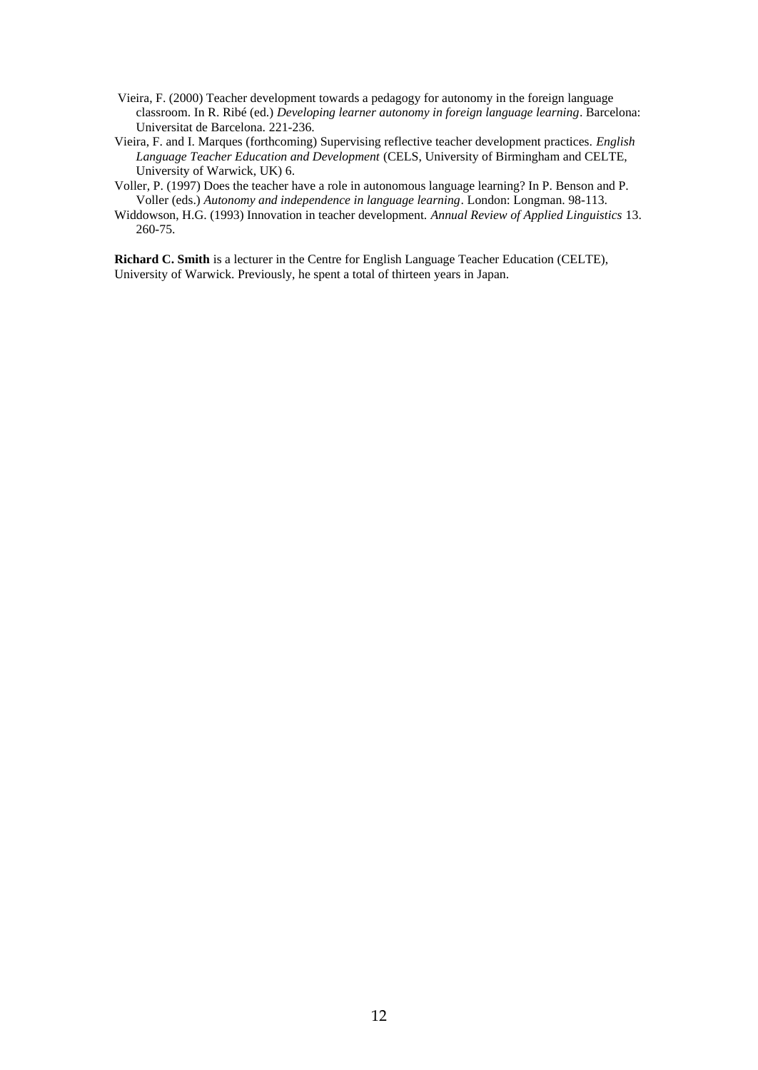Vieira, F. (2000) Teacher development towards a pedagogy for autonomy in the foreign language classroom. In R. Ribé (ed.) *Developing learner autonomy in foreign language learning*. Barcelona: Universitat de Barcelona. 221-236.

Vieira, F. and I. Marques (forthcoming) Supervising reflective teacher development practices. *English Language Teacher Education and Development* (CELS, University of Birmingham and CELTE, University of Warwick, UK) 6.

Voller, P. (1997) Does the teacher have a role in autonomous language learning? In P. Benson and P. Voller (eds.) *Autonomy and independence in language learning*. London: Longman. 98-113.

Widdowson, H.G. (1993) Innovation in teacher development. *Annual Review of Applied Linguistics* 13. 260-75.

**Richard C. Smith** is a lecturer in the Centre for English Language Teacher Education (CELTE), University of Warwick. Previously, he spent a total of thirteen years in Japan.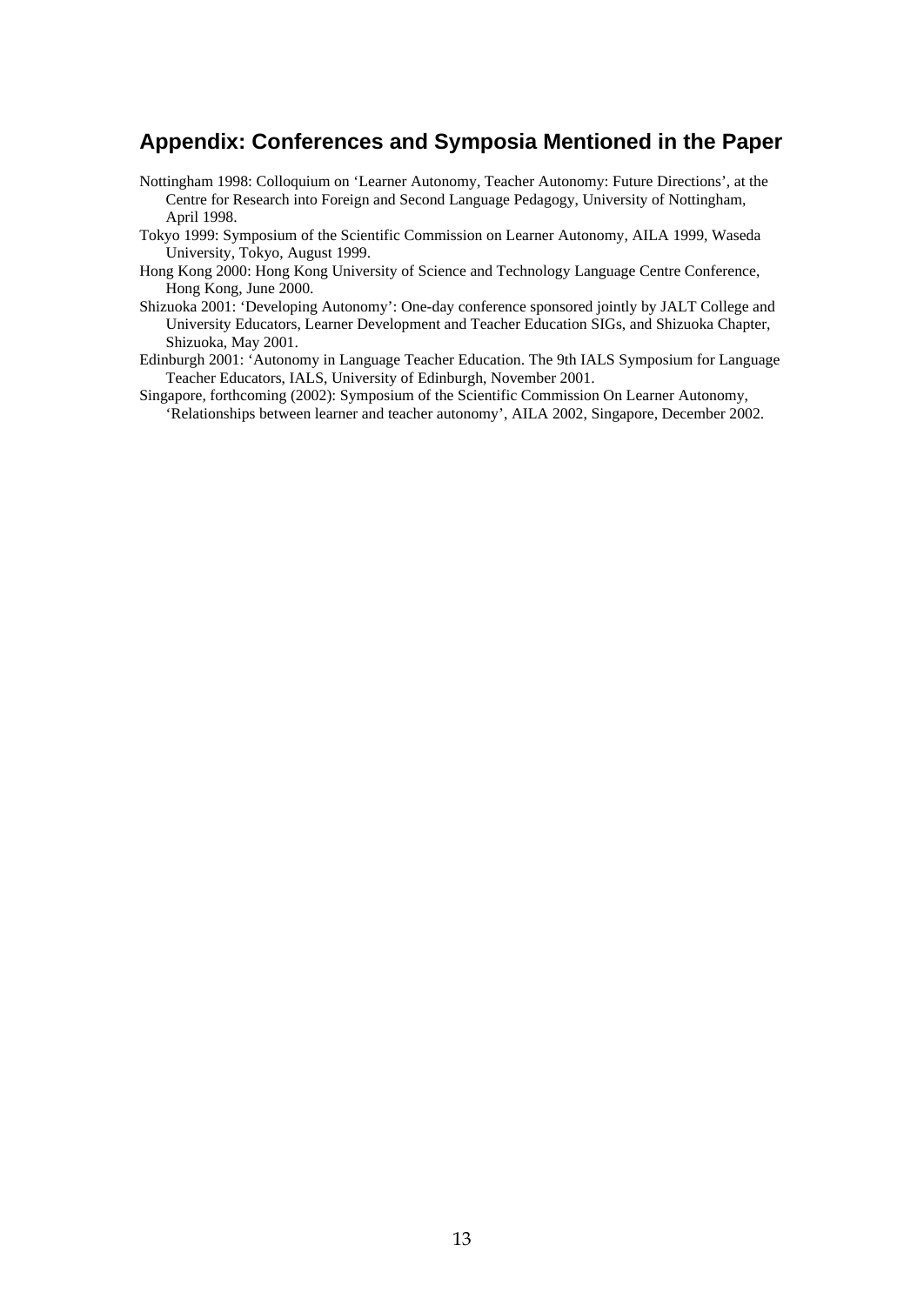## Appendix: Conferences and Symposia Mentioned in the Paper

Nottingham 1998: Colloquium on 'Learner Autonomy, Teacher Autonomy: Future Directions', at the Centre for Research into Foreign and Second Language Pedagogy, University of Nottingham, April 1998.

Tokyo 1999: Symposium of the Scientific Commission on Learner Autonomy, AILA 1999, Waseda University, Tokyo, August 1999.

Hong Kong 2000: Hong Kong University of Science and Technology Language Centre Conference, Hong Kong, June 2000.

Shizuoka 2001: 'Developing Autonomy': One-day conference sponsored jointly by JALT College and University Educators, Learner Development and Teacher Education SIGs, and Shizuoka Chapter, Shizuoka, May 2001.

Edinburgh 2001: 'Autonomy in Language Teacher Education. The 9th IALS Symposium for Language Teacher Educators, IALS, University of Edinburgh, November 2001.

Singapore, forthcoming (2002): Symposium of the Scientific Commission On Learner Autonomy, 'Relationships between learner and teacher autonomy', AILA 2002, Singapore, December 2002.